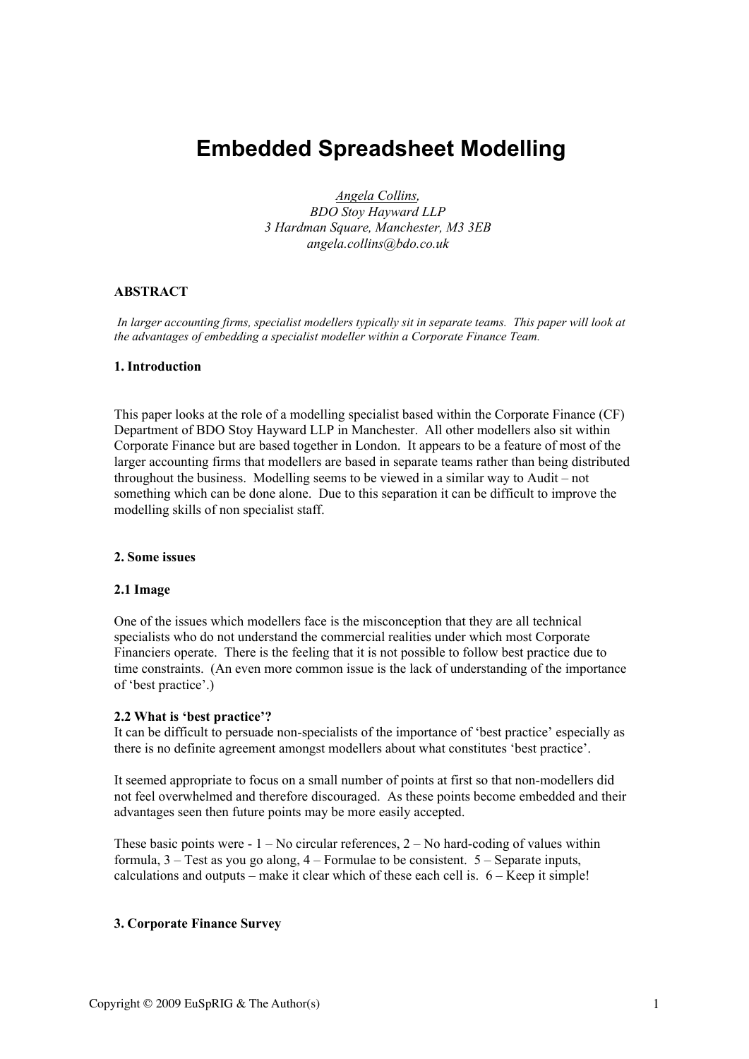# Embedded Spreadsheet Modelling

*Angela Collins,*
*BDO Stoy Hayward LLP*
*3 Hardman Square, Manchester, M3 3EB*
*angela.collins@bdo.co.uk*

**ABSTRACT**

*In larger accounting firms, specialist modellers typically sit in separate teams. This paper will look at the advantages of embedding a specialist modeller within a Corporate Finance Team.*

## 1. Introduction

This paper looks at the role of a modelling specialist based within the Corporate Finance (CF) Department of BDO Stoy Hayward LLP in Manchester. All other modellers also sit within Corporate Finance but are based together in London. It appears to be a feature of most of the larger accounting firms that modellers are based in separate teams rather than being distributed throughout the business. Modelling seems to be viewed in a similar way to Audit – not something which can be done alone. Due to this separation it can be difficult to improve the modelling skills of non specialist staff.

## 2. Some issues

### 2.1 Image

One of the issues which modellers face is the misconception that they are all technical specialists who do not understand the commercial realities under which most Corporate Financiers operate. There is the feeling that it is not possible to follow best practice due to time constraints. (An even more common issue is the lack of understanding of the importance of 'best practice'.)

### 2.2 What is 'best practice'?

It can be difficult to persuade non-specialists of the importance of 'best practice' especially as there is no definite agreement amongst modellers about what constitutes 'best practice'.

It seemed appropriate to focus on a small number of points at first so that non-modellers did not feel overwhelmed and therefore discouraged. As these points become embedded and their advantages seen then future points may be more easily accepted.

These basic points were - 1 – No circular references, 2 – No hard-coding of values within formula, 3 – Test as you go along, 4 – Formulae to be consistent. 5 – Separate inputs, calculations and outputs – make it clear which of these each cell is. 6 – Keep it simple!

## 3. Corporate Finance Survey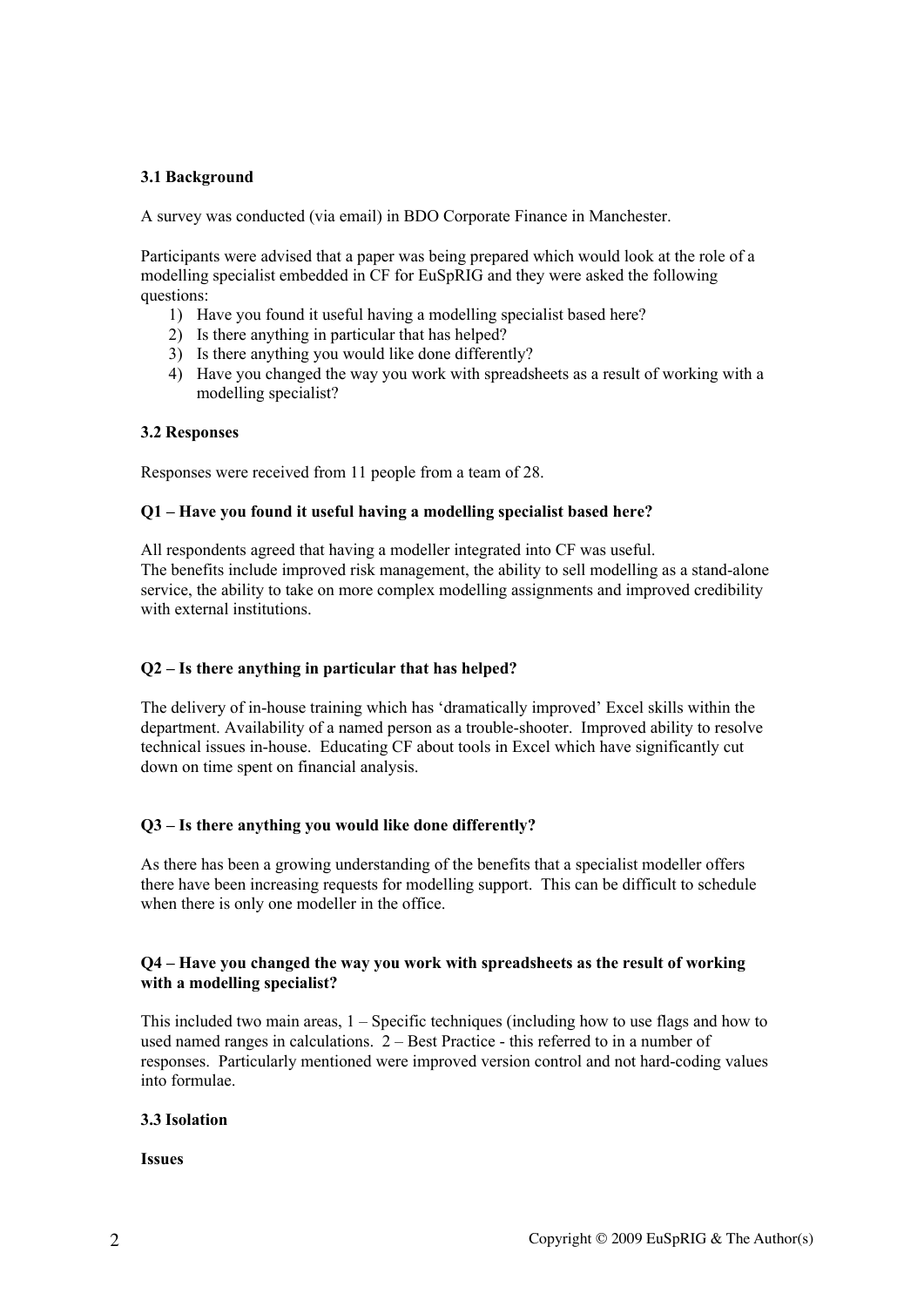### 3.1 Background

A survey was conducted (via email) in BDO Corporate Finance in Manchester.

Participants were advised that a paper was being prepared which would look at the role of a modelling specialist embedded in CF for EuSpRIG and they were asked the following questions:

1) Have you found it useful having a modelling specialist based here?
2) Is there anything in particular that has helped?
3) Is there anything you would like done differently?
4) Have you changed the way you work with spreadsheets as a result of working with a modelling specialist?

### 3.2 Responses

Responses were received from 11 people from a team of 28.

**Q1 – Have you found it useful having a modelling specialist based here?**

All respondents agreed that having a modeller integrated into CF was useful.
The benefits include improved risk management, the ability to sell modelling as a stand-alone service, the ability to take on more complex modelling assignments and improved credibility with external institutions.

**Q2 – Is there anything in particular that has helped?**

The delivery of in-house training which has 'dramatically improved' Excel skills within the department. Availability of a named person as a trouble-shooter. Improved ability to resolve technical issues in-house. Educating CF about tools in Excel which have significantly cut down on time spent on financial analysis.

**Q3 – Is there anything you would like done differently?**

As there has been a growing understanding of the benefits that a specialist modeller offers there have been increasing requests for modelling support. This can be difficult to schedule when there is only one modeller in the office.

**Q4 – Have you changed the way you work with spreadsheets as the result of working with a modelling specialist?**

This included two main areas, 1 – Specific techniques (including how to use flags and how to used named ranges in calculations. 2 – Best Practice - this referred to in a number of responses. Particularly mentioned were improved version control and not hard-coding values into formulae.

### 3.3 Isolation

**Issues**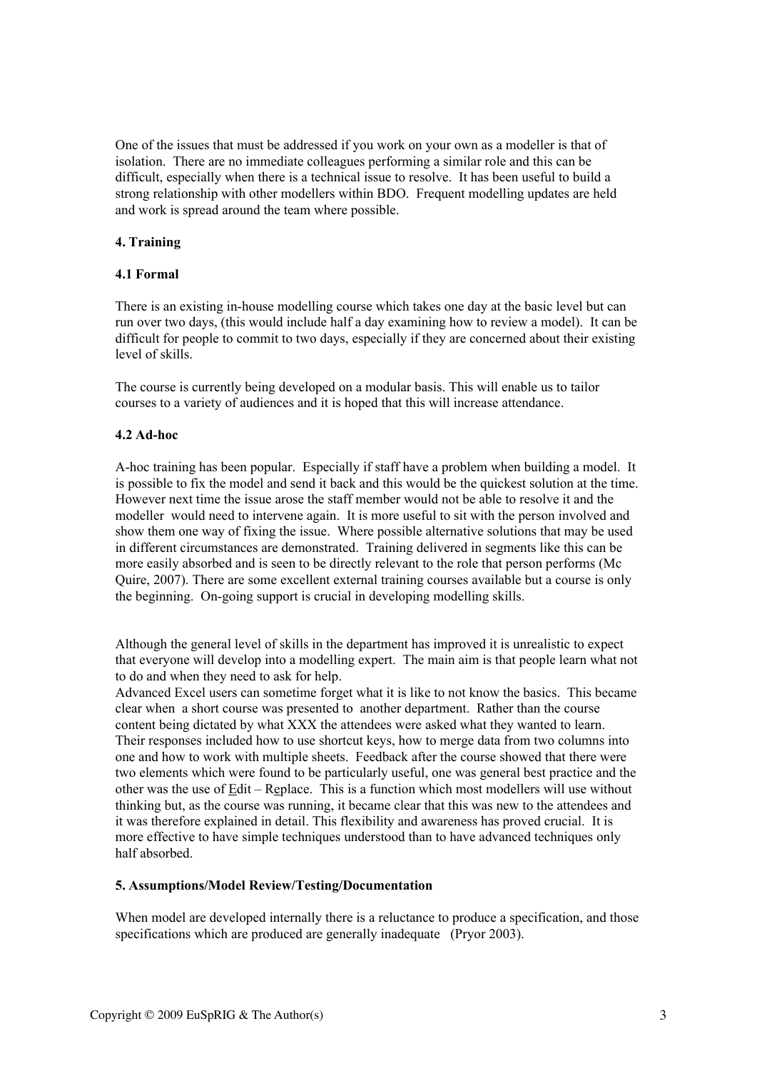One of the issues that must be addressed if you work on your own as a modeller is that of isolation. There are no immediate colleagues performing a similar role and this can be difficult, especially when there is a technical issue to resolve. It has been useful to build a strong relationship with other modellers within BDO. Frequent modelling updates are held and work is spread around the team where possible.

## 4. Training

### 4.1 Formal

There is an existing in-house modelling course which takes one day at the basic level but can run over two days, (this would include half a day examining how to review a model). It can be difficult for people to commit to two days, especially if they are concerned about their existing level of skills.

The course is currently being developed on a modular basis. This will enable us to tailor courses to a variety of audiences and it is hoped that this will increase attendance.

### 4.2 Ad-hoc

A-hoc training has been popular. Especially if staff have a problem when building a model. It is possible to fix the model and send it back and this would be the quickest solution at the time. However next time the issue arose the staff member would not be able to resolve it and the modeller would need to intervene again. It is more useful to sit with the person involved and show them one way of fixing the issue. Where possible alternative solutions that may be used in different circumstances are demonstrated. Training delivered in segments like this can be more easily absorbed and is seen to be directly relevant to the role that person performs (Mc Quire, 2007). There are some excellent external training courses available but a course is only the beginning. On-going support is crucial in developing modelling skills.

Although the general level of skills in the department has improved it is unrealistic to expect that everyone will develop into a modelling expert. The main aim is that people learn what not to do and when they need to ask for help.

Advanced Excel users can sometime forget what it is like to not know the basics. This became clear when a short course was presented to another department. Rather than the course content being dictated by what XXX the attendees were asked what they wanted to learn. Their responses included how to use shortcut keys, how to merge data from two columns into one and how to work with multiple sheets. Feedback after the course showed that there were two elements which were found to be particularly useful, one was general best practice and the other was the use of Edit – Replace. This is a function which most modellers will use without thinking but, as the course was running, it became clear that this was new to the attendees and it was therefore explained in detail. This flexibility and awareness has proved crucial. It is more effective to have simple techniques understood than to have advanced techniques only half absorbed.

## 5. Assumptions/Model Review/Testing/Documentation

When model are developed internally there is a reluctance to produce a specification, and those specifications which are produced are generally inadequate (Pryor 2003).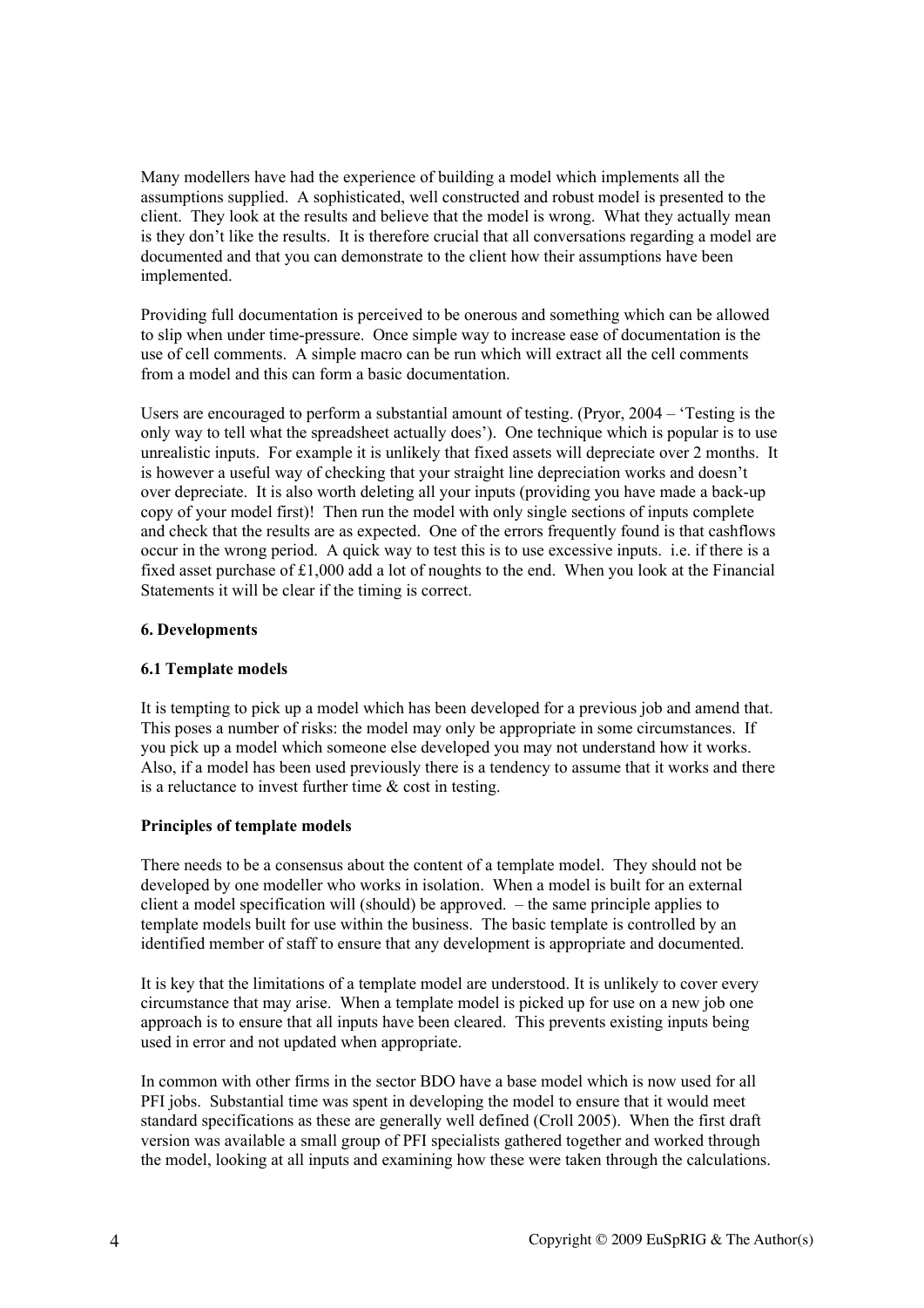Many modellers have had the experience of building a model which implements all the assumptions supplied. A sophisticated, well constructed and robust model is presented to the client. They look at the results and believe that the model is wrong. What they actually mean is they don't like the results. It is therefore crucial that all conversations regarding a model are documented and that you can demonstrate to the client how their assumptions have been implemented.

Providing full documentation is perceived to be onerous and something which can be allowed to slip when under time-pressure. Once simple way to increase ease of documentation is the use of cell comments. A simple macro can be run which will extract all the cell comments from a model and this can form a basic documentation.

Users are encouraged to perform a substantial amount of testing. (Pryor, 2004 – 'Testing is the only way to tell what the spreadsheet actually does'). One technique which is popular is to use unrealistic inputs. For example it is unlikely that fixed assets will depreciate over 2 months. It is however a useful way of checking that your straight line depreciation works and doesn't over depreciate. It is also worth deleting all your inputs (providing you have made a back-up copy of your model first)! Then run the model with only single sections of inputs complete and check that the results are as expected. One of the errors frequently found is that cashflows occur in the wrong period. A quick way to test this is to use excessive inputs. i.e. if there is a fixed asset purchase of £1,000 add a lot of noughts to the end. When you look at the Financial Statements it will be clear if the timing is correct.

## 6. Developments

### 6.1 Template models

It is tempting to pick up a model which has been developed for a previous job and amend that. This poses a number of risks: the model may only be appropriate in some circumstances. If you pick up a model which someone else developed you may not understand how it works. Also, if a model has been used previously there is a tendency to assume that it works and there is a reluctance to invest further time & cost in testing.

**Principles of template models**

There needs to be a consensus about the content of a template model. They should not be developed by one modeller who works in isolation. When a model is built for an external client a model specification will (should) be approved. – the same principle applies to template models built for use within the business. The basic template is controlled by an identified member of staff to ensure that any development is appropriate and documented.

It is key that the limitations of a template model are understood. It is unlikely to cover every circumstance that may arise. When a template model is picked up for use on a new job one approach is to ensure that all inputs have been cleared. This prevents existing inputs being used in error and not updated when appropriate.

In common with other firms in the sector BDO have a base model which is now used for all PFI jobs. Substantial time was spent in developing the model to ensure that it would meet standard specifications as these are generally well defined (Croll 2005). When the first draft version was available a small group of PFI specialists gathered together and worked through the model, looking at all inputs and examining how these were taken through the calculations.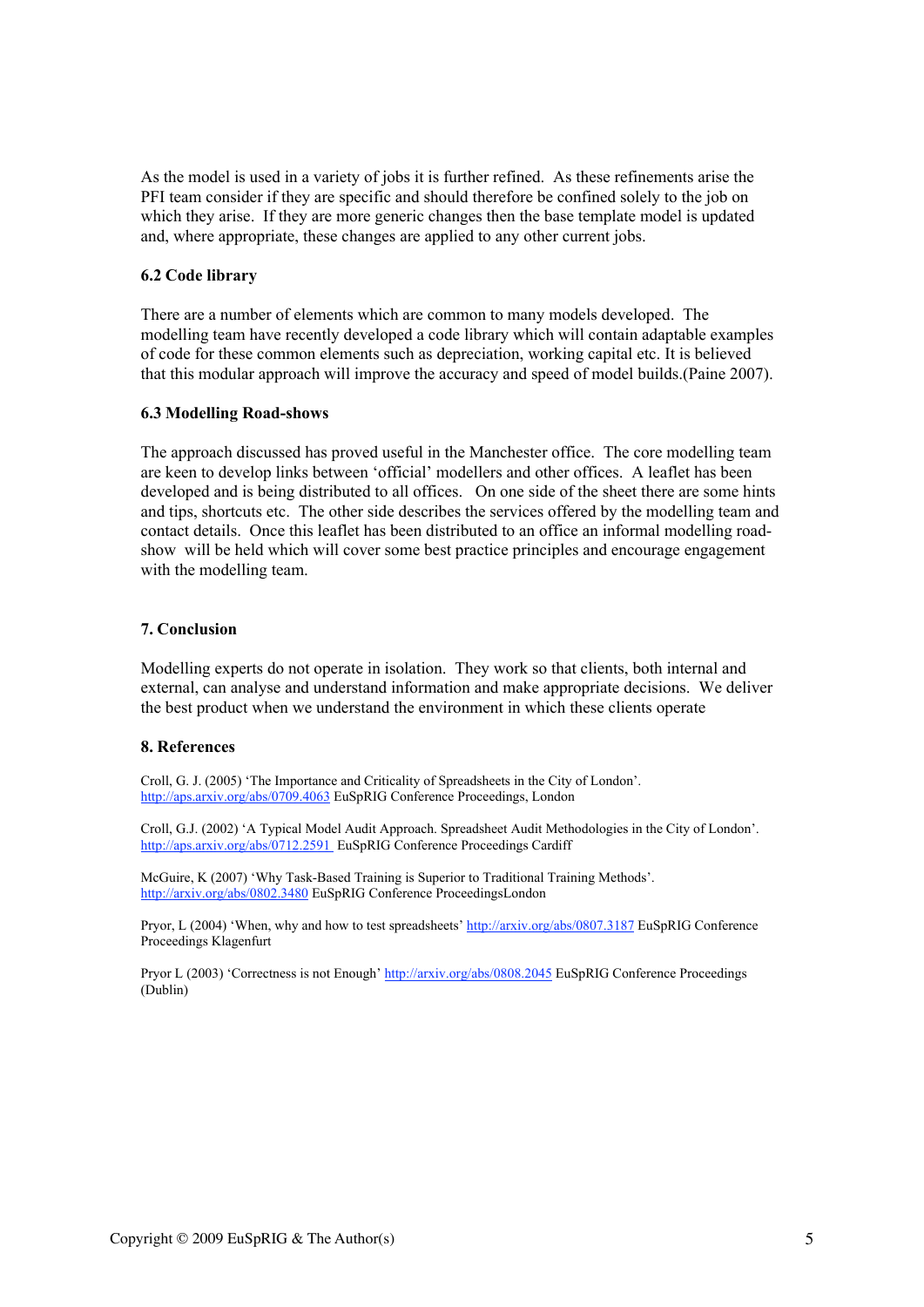As the model is used in a variety of jobs it is further refined. As these refinements arise the PFI team consider if they are specific and should therefore be confined solely to the job on which they arise. If they are more generic changes then the base template model is updated and, where appropriate, these changes are applied to any other current jobs.

### 6.2 Code library

There are a number of elements which are common to many models developed. The modelling team have recently developed a code library which will contain adaptable examples of code for these common elements such as depreciation, working capital etc. It is believed that this modular approach will improve the accuracy and speed of model builds.(Paine 2007).

### 6.3 Modelling Road-shows

The approach discussed has proved useful in the Manchester office. The core modelling team are keen to develop links between 'official' modellers and other offices. A leaflet has been developed and is being distributed to all offices. On one side of the sheet there are some hints and tips, shortcuts etc. The other side describes the services offered by the modelling team and contact details. Once this leaflet has been distributed to an office an informal modelling road-show will be held which will cover some best practice principles and encourage engagement with the modelling team.

## 7. Conclusion

Modelling experts do not operate in isolation. They work so that clients, both internal and external, can analyse and understand information and make appropriate decisions. We deliver the best product when we understand the environment in which these clients operate

## 8. References

Croll, G. J. (2005) 'The Importance and Criticality of Spreadsheets in the City of London'. http://aps.arxiv.org/abs/0709.4063 EuSpRIG Conference Proceedings, London

Croll, G.J. (2002) 'A Typical Model Audit Approach. Spreadsheet Audit Methodologies in the City of London'. http://aps.arxiv.org/abs/0712.2591 EuSpRIG Conference Proceedings Cardiff

McGuire, K (2007) 'Why Task-Based Training is Superior to Traditional Training Methods'. http://arxiv.org/abs/0802.3480 EuSpRIG Conference ProceedingsLondon

Pryor, L (2004) 'When, why and how to test spreadsheets' http://arxiv.org/abs/0807.3187 EuSpRIG Conference Proceedings Klagenfurt

Pryor L (2003) 'Correctness is not Enough' http://arxiv.org/abs/0808.2045 EuSpRIG Conference Proceedings (Dublin)

Copyright © 2009 EuSpRIG & The Author(s)